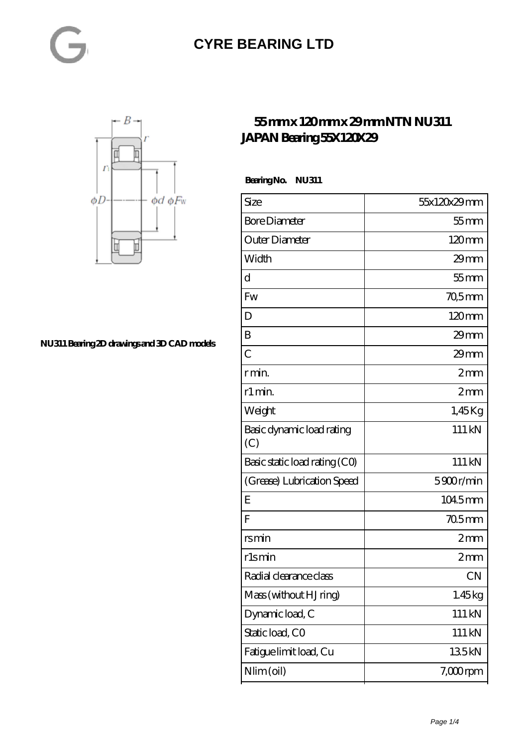# CYRE BEARING LTD

## 55 mm x 120 mm x 29 mm NTN NU311 JAPAN Bearing 55X120X29

NU311 Bearing 2D drawings and 3D CAD models

**Bearing No. NU311**

| | |
|---|---|
| Size | 55x120x29 mm |
| Bore Diameter | 55 mm |
| Outer Diameter | 120 mm |
| Width | 29 mm |
| d | 55 mm |
| Fw | 70,5 mm |
| D | 120 mm |
| B | 29 mm |
| C | 29 mm |
| r min. | 2 mm |
| r1 min. | 2 mm |
| Weight | 1,45 Kg |
| Basic dynamic load rating (C) | 111 kN |
| Basic static load rating (C0) | 111 kN |
| (Grease) Lubrication Speed | 5900 r/min |
| E | 104.5 mm |
| F | 70.5 mm |
| rs min | 2 mm |
| r1s min | 2 mm |
| Radial clearance class | CN |
| Mass (without HJ ring) | 1.45 kg |
| Dynamic load, C | 111 kN |
| Static load, C0 | 111 kN |
| Fatigue limit load, Cu | 13.5 kN |
| Nlim (oil) | 7,000 rpm |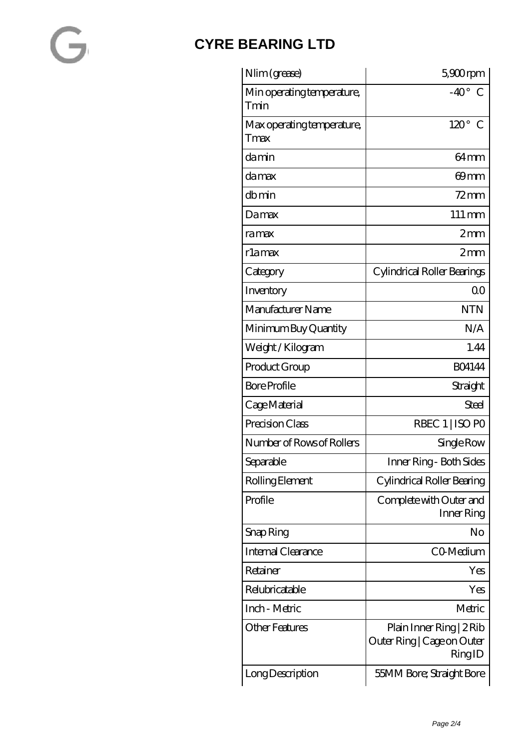| Nlim (grease) | 5,900 rpm |
|---|---|
| Min operating temperature, Tmin | -40 ° C |
| Max operating temperature, Tmax | 120 ° C |
| da min | 64 mm |
| da max | 69 mm |
| db min | 72 mm |
| Da max | 111 mm |
| ra max | 2 mm |
| r1a max | 2 mm |
| Category | Cylindrical Roller Bearings |
| Inventory | 0.0 |
| Manufacturer Name | NTN |
| Minimum Buy Quantity | N/A |
| Weight / Kilogram | 1.44 |
| Product Group | B04144 |
| Bore Profile | Straight |
| Cage Material | Steel |
| Precision Class | RBEC 1 \| ISO P0 |
| Number of Rows of Rollers | Single Row |
| Separable | Inner Ring - Both Sides |
| Rolling Element | Cylindrical Roller Bearing |
| Profile | Complete with Outer and Inner Ring |
| Snap Ring | No |
| Internal Clearance | C0-Medium |
| Retainer | Yes |
| Relubricatable | Yes |
| Inch - Metric | Metric |
| Other Features | Plain Inner Ring \| 2 Rib Outer Ring \| Cage on Outer Ring ID |
| Long Description | 55MM Bore; Straight Bore |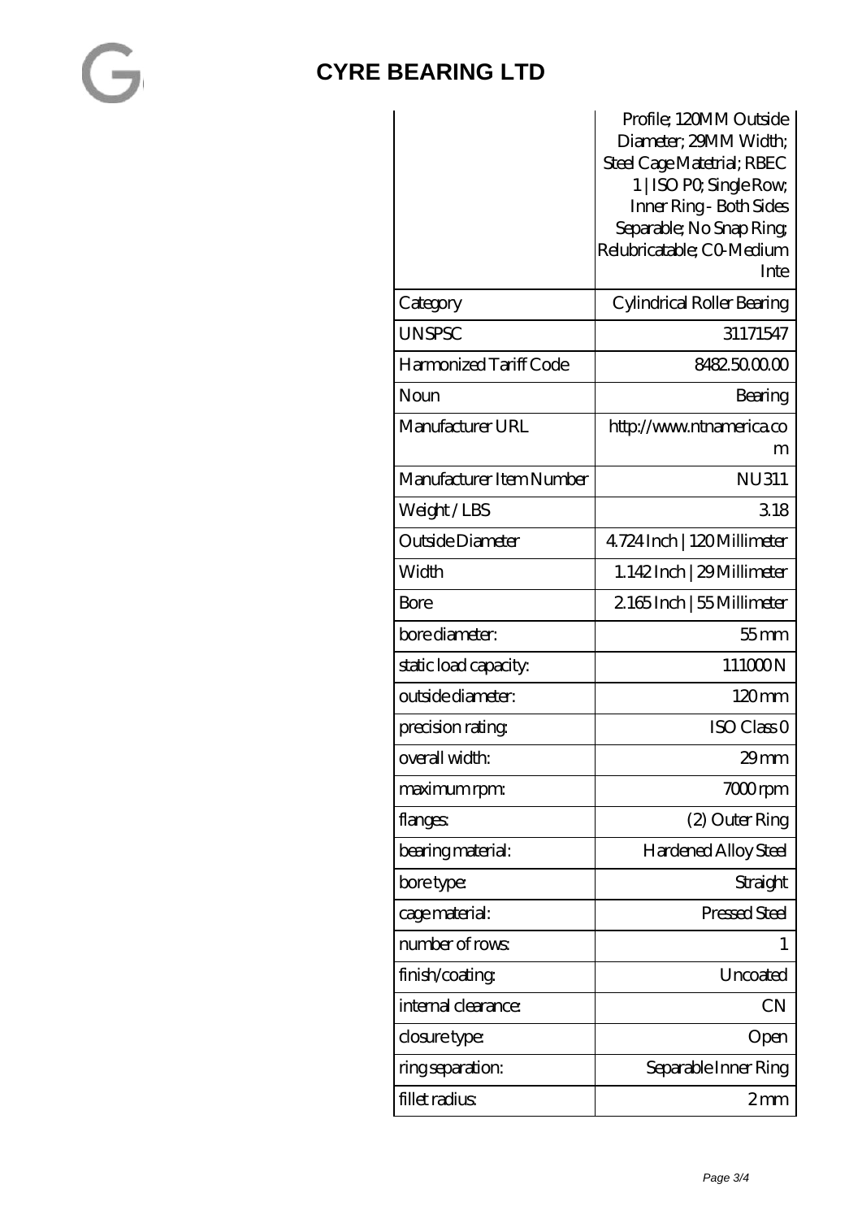|  | Profile; 120MM Outside Diameter; 29MM Width; Steel Cage Matetrial; RBEC 1 \| ISO P0; Single Row; Inner Ring - Both Sides Separable; No Snap Ring; Relubricatable; C0-Medium Inte |
|---|---|
| Category | Cylindrical Roller Bearing |
| UNSPSC | 31171547 |
| Harmonized Tariff Code | 8482.50.00.00 |
| Noun | Bearing |
| Manufacturer URL | http://www.ntnamerica.com |
| Manufacturer Item Number | NU311 |
| Weight / LBS | 3.18 |
| Outside Diameter | 4.724 Inch \| 120 Millimeter |
| Width | 1.142 Inch \| 29 Millimeter |
| Bore | 2.165 Inch \| 55 Millimeter |
| bore diameter: | 55 mm |
| static load capacity: | 111000 N |
| outside diameter: | 120 mm |
| precision rating: | ISO Class 0 |
| overall width: | 29 mm |
| maximum rpm: | 7000 rpm |
| flanges: | (2) Outer Ring |
| bearing material: | Hardened Alloy Steel |
| bore type: | Straight |
| cage material: | Pressed Steel |
| number of rows: | 1 |
| finish/coating: | Uncoated |
| internal clearance: | CN |
| closure type: | Open |
| ring separation: | Separable Inner Ring |
| fillet radius: | 2 mm |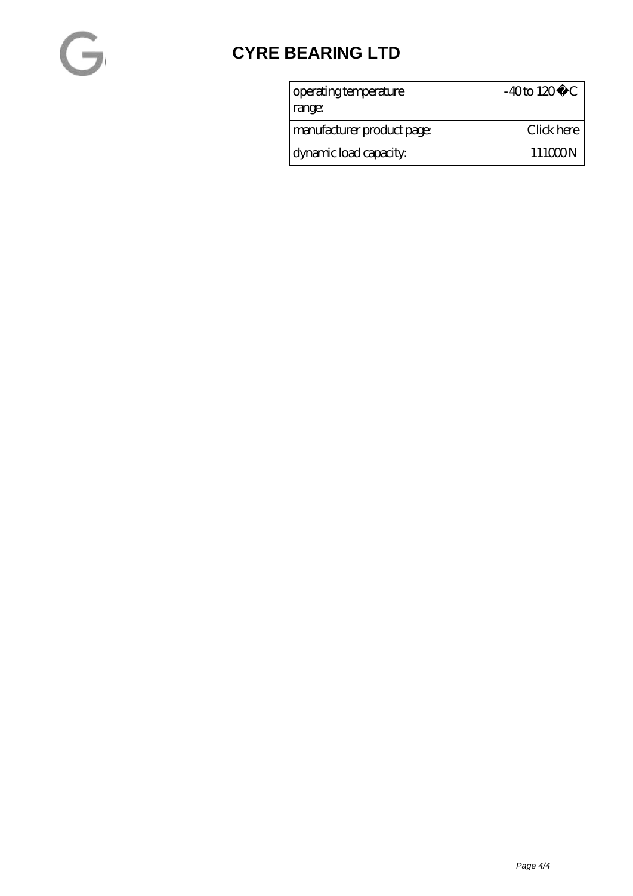| | |
|---|---|
| operating temperature range: | -40 to 120�C |
| manufacturer product page: | Click here |
| dynamic load capacity: | 111000 N |